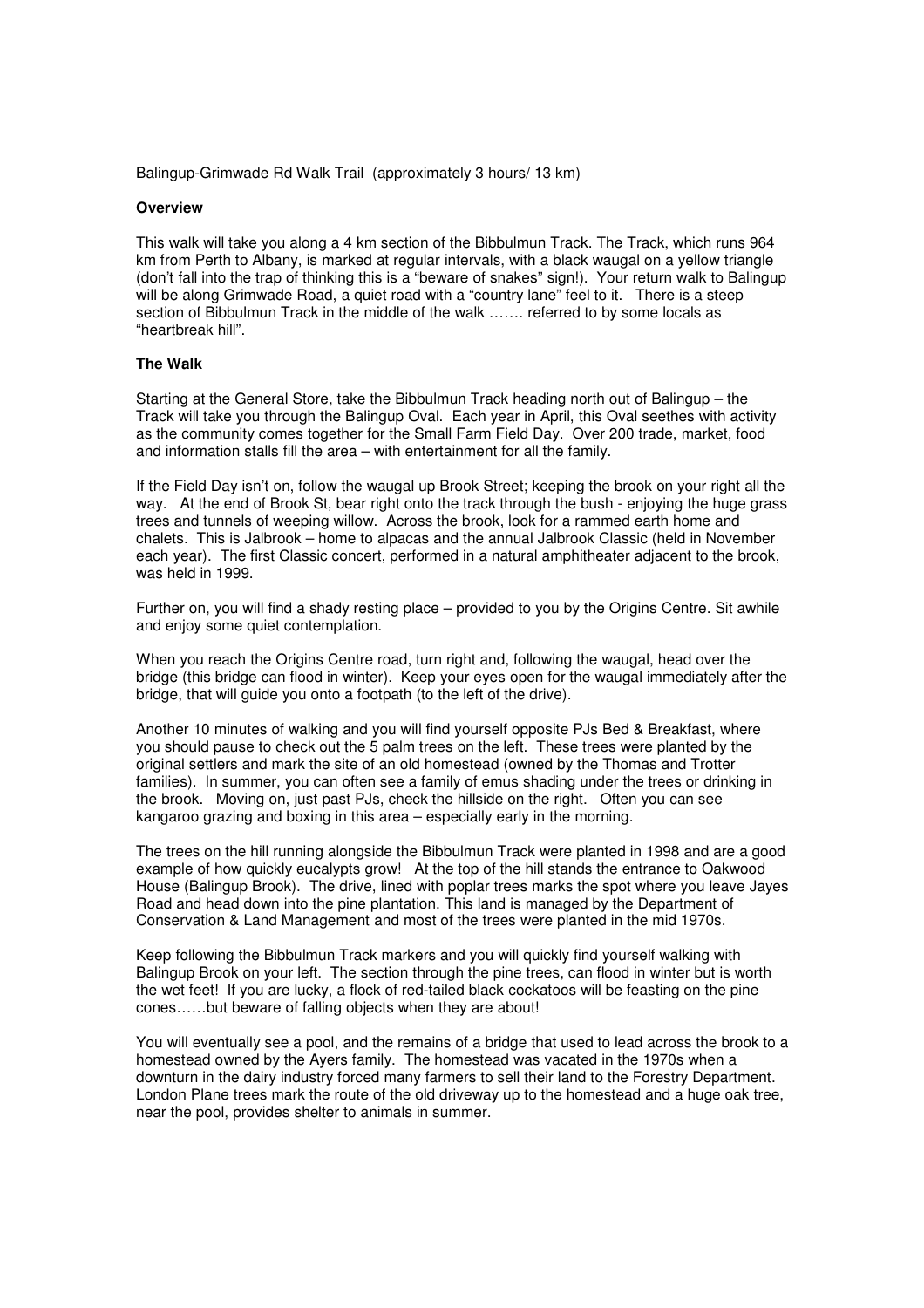Balingup-Grimwade Rd Walk Trail (approximately 3 hours/ 13 km)

**Overview**

This walk will take you along a 4 km section of the Bibbulmun Track. The Track, which runs 964 km from Perth to Albany, is marked at regular intervals, with a black waugal on a yellow triangle (don't fall into the trap of thinking this is a "beware of snakes" sign!). Your return walk to Balingup will be along Grimwade Road, a quiet road with a "country lane" feel to it. There is a steep section of Bibbulmun Track in the middle of the walk ……. referred to by some locals as "heartbreak hill".

**The Walk**

Starting at the General Store, take the Bibbulmun Track heading north out of Balingup – the Track will take you through the Balingup Oval. Each year in April, this Oval seethes with activity as the community comes together for the Small Farm Field Day. Over 200 trade, market, food and information stalls fill the area – with entertainment for all the family.

If the Field Day isn't on, follow the waugal up Brook Street; keeping the brook on your right all the way. At the end of Brook St, bear right onto the track through the bush - enjoying the huge grass trees and tunnels of weeping willow. Across the brook, look for a rammed earth home and chalets. This is Jalbrook – home to alpacas and the annual Jalbrook Classic (held in November each year). The first Classic concert, performed in a natural amphitheater adjacent to the brook, was held in 1999.

Further on, you will find a shady resting place – provided to you by the Origins Centre. Sit awhile and enjoy some quiet contemplation.

When you reach the Origins Centre road, turn right and, following the waugal, head over the bridge (this bridge can flood in winter). Keep your eyes open for the waugal immediately after the bridge, that will guide you onto a footpath (to the left of the drive).

Another 10 minutes of walking and you will find yourself opposite PJs Bed & Breakfast, where you should pause to check out the 5 palm trees on the left. These trees were planted by the original settlers and mark the site of an old homestead (owned by the Thomas and Trotter families). In summer, you can often see a family of emus shading under the trees or drinking in the brook. Moving on, just past PJs, check the hillside on the right. Often you can see kangaroo grazing and boxing in this area – especially early in the morning.

The trees on the hill running alongside the Bibbulmun Track were planted in 1998 and are a good example of how quickly eucalypts grow! At the top of the hill stands the entrance to Oakwood House (Balingup Brook). The drive, lined with poplar trees marks the spot where you leave Jayes Road and head down into the pine plantation. This land is managed by the Department of Conservation & Land Management and most of the trees were planted in the mid 1970s.

Keep following the Bibbulmun Track markers and you will quickly find yourself walking with Balingup Brook on your left. The section through the pine trees, can flood in winter but is worth the wet feet! If you are lucky, a flock of red-tailed black cockatoos will be feasting on the pine cones……but beware of falling objects when they are about!

You will eventually see a pool, and the remains of a bridge that used to lead across the brook to a homestead owned by the Ayers family. The homestead was vacated in the 1970s when a downturn in the dairy industry forced many farmers to sell their land to the Forestry Department. London Plane trees mark the route of the old driveway up to the homestead and a huge oak tree, near the pool, provides shelter to animals in summer.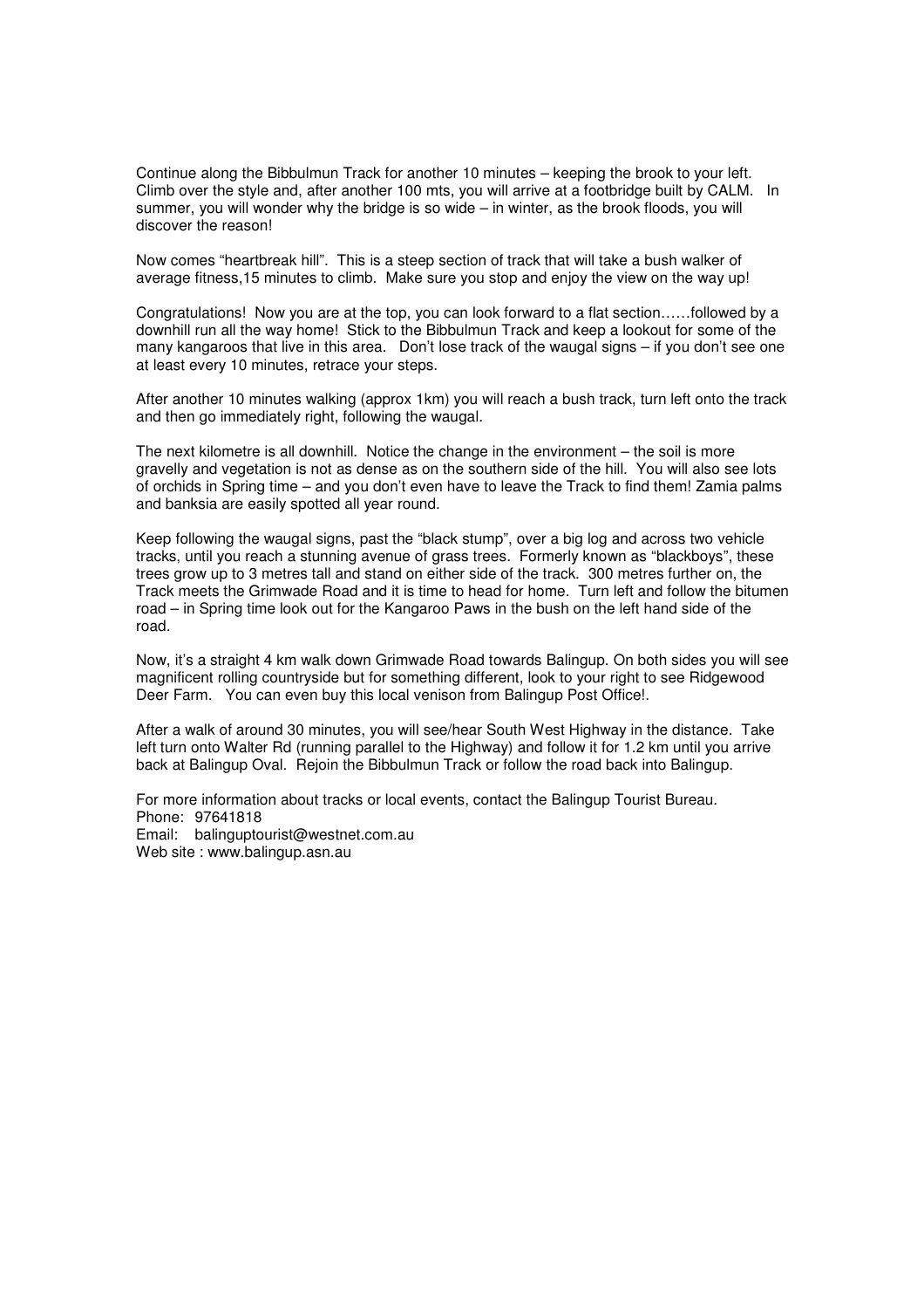Continue along the Bibbulmun Track for another 10 minutes – keeping the brook to your left. Climb over the style and, after another 100 mts, you will arrive at a footbridge built by CALM. In summer, you will wonder why the bridge is so wide – in winter, as the brook floods, you will discover the reason!

Now comes "heartbreak hill". This is a steep section of track that will take a bush walker of average fitness,15 minutes to climb. Make sure you stop and enjoy the view on the way up!

Congratulations! Now you are at the top, you can look forward to a flat section……followed by a downhill run all the way home! Stick to the Bibbulmun Track and keep a lookout for some of the many kangaroos that live in this area. Don't lose track of the waugal signs – if you don't see one at least every 10 minutes, retrace your steps.

After another 10 minutes walking (approx 1km) you will reach a bush track, turn left onto the track and then go immediately right, following the waugal.

The next kilometre is all downhill. Notice the change in the environment – the soil is more gravelly and vegetation is not as dense as on the southern side of the hill. You will also see lots of orchids in Spring time – and you don't even have to leave the Track to find them! Zamia palms and banksia are easily spotted all year round.

Keep following the waugal signs, past the "black stump", over a big log and across two vehicle tracks, until you reach a stunning avenue of grass trees. Formerly known as "blackboys", these trees grow up to 3 metres tall and stand on either side of the track. 300 metres further on, the Track meets the Grimwade Road and it is time to head for home. Turn left and follow the bitumen road – in Spring time look out for the Kangaroo Paws in the bush on the left hand side of the road.

Now, it's a straight 4 km walk down Grimwade Road towards Balingup. On both sides you will see magnificent rolling countryside but for something different, look to your right to see Ridgewood Deer Farm. You can even buy this local venison from Balingup Post Office!.

After a walk of around 30 minutes, you will see/hear South West Highway in the distance. Take left turn onto Walter Rd (running parallel to the Highway) and follow it for 1.2 km until you arrive back at Balingup Oval. Rejoin the Bibbulmun Track or follow the road back into Balingup.

For more information about tracks or local events, contact the Balingup Tourist Bureau.
Phone: 97641818
Email: balinguptourist@westnet.com.au
Web site : www.balingup.asn.au